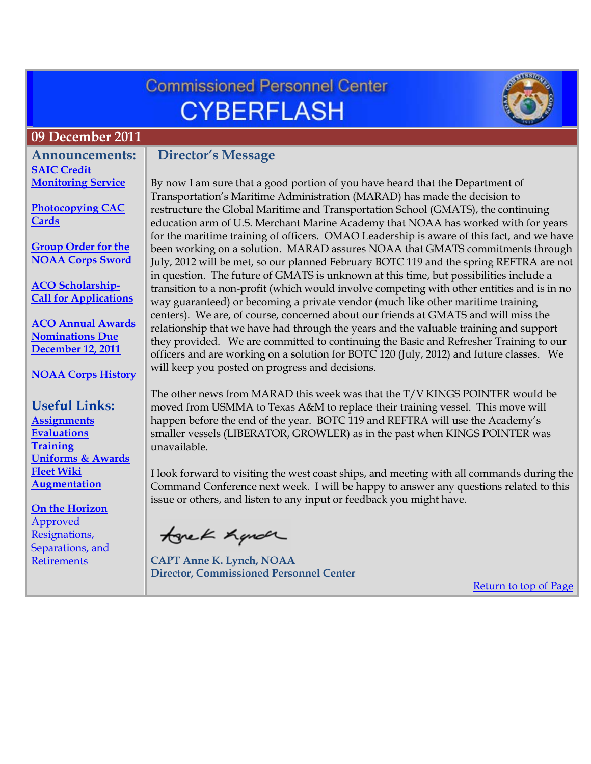# Commissioned Personnel Center CYBERFLASH

**09 December 2011**

## Announcements:

**SAIC Credit Monitoring Service**

**Photocopying CAC Cards**

**Group Order for the NOAA Corps Sword**

**ACO Scholarship-Call for Applications**

**ACO Annual Awards Nominations Due December 12, 2011**

**NOAA Corps History**

## Useful Links:

**Assignments**
**Evaluations**
**Training**
**Uniforms & Awards**
**Fleet Wiki**
**Augmentation**

**On the Horizon**
Approved Resignations, Separations, and Retirements

## Director's Message

By now I am sure that a good portion of you have heard that the Department of Transportation's Maritime Administration (MARAD) has made the decision to restructure the Global Maritime and Transportation School (GMATS), the continuing education arm of U.S. Merchant Marine Academy that NOAA has worked with for years for the maritime training of officers. OMAO Leadership is aware of this fact, and we have been working on a solution. MARAD assures NOAA that GMATS commitments through July, 2012 will be met, so our planned February BOTC 119 and the spring REFTRA are not in question. The future of GMATS is unknown at this time, but possibilities include a transition to a non-profit (which would involve competing with other entities and is in no way guaranteed) or becoming a private vendor (much like other maritime training centers). We are, of course, concerned about our friends at GMATS and will miss the relationship that we have had through the years and the valuable training and support they provided. We are committed to continuing the Basic and Refresher Training to our officers and are working on a solution for BOTC 120 (July, 2012) and future classes. We will keep you posted on progress and decisions.

The other news from MARAD this week was that the T/V KINGS POINTER would be moved from USMMA to Texas A&M to replace their training vessel. This move will happen before the end of the year. BOTC 119 and REFTRA will use the Academy's smaller vessels (LIBERATOR, GROWLER) as in the past when KINGS POINTER was unavailable.

I look forward to visiting the west coast ships, and meeting with all commands during the Command Conference next week. I will be happy to answer any questions related to this issue or others, and listen to any input or feedback you might have.

**CAPT Anne K. Lynch, NOAA**
**Director, Commissioned Personnel Center**

Return to top of Page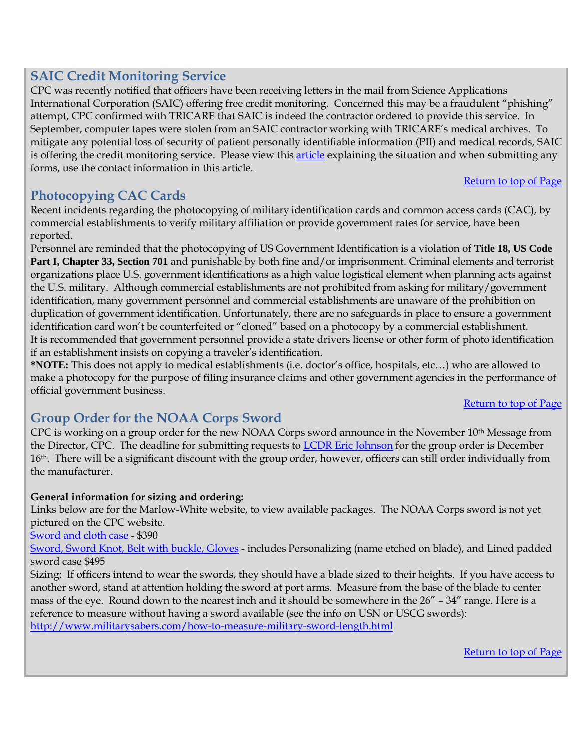## SAIC Credit Monitoring Service

CPC was recently notified that officers have been receiving letters in the mail from Science Applications International Corporation (SAIC) offering free credit monitoring. Concerned this may be a fraudulent "phishing" attempt, CPC confirmed with TRICARE that SAIC is indeed the contractor ordered to provide this service. In September, computer tapes were stolen from an SAIC contractor working with TRICARE's medical archives. To mitigate any potential loss of security of patient personally identifiable information (PII) and medical records, SAIC is offering the credit monitoring service. Please view this article explaining the situation and when submitting any forms, use the contact information in this article.

Return to top of Page

## Photocopying CAC Cards

Recent incidents regarding the photocopying of military identification cards and common access cards (CAC), by commercial establishments to verify military affiliation or provide government rates for service, have been reported.

Personnel are reminded that the photocopying of US Government Identification is a violation of **Title 18, US Code Part I, Chapter 33, Section 701** and punishable by both fine and/or imprisonment. Criminal elements and terrorist organizations place U.S. government identifications as a high value logistical element when planning acts against the U.S. military. Although commercial establishments are not prohibited from asking for military/government identification, many government personnel and commercial establishments are unaware of the prohibition on duplication of government identification. Unfortunately, there are no safeguards in place to ensure a government identification card won't be counterfeited or "cloned" based on a photocopy by a commercial establishment.

It is recommended that government personnel provide a state drivers license or other form of photo identification if an establishment insists on copying a traveler's identification.

***NOTE:** This does not apply to medical establishments (i.e. doctor's office, hospitals, etc…) who are allowed to make a photocopy for the purpose of filing insurance claims and other government agencies in the performance of official government business.

Return to top of Page

## Group Order for the NOAA Corps Sword

CPC is working on a group order for the new NOAA Corps sword announce in the November 10th Message from the Director, CPC. The deadline for submitting requests to LCDR Eric Johnson for the group order is December 16th. There will be a significant discount with the group order, however, officers can still order individually from the manufacturer.

**General information for sizing and ordering:**

Links below are for the Marlow-White website, to view available packages. The NOAA Corps sword is not yet pictured on the CPC website.

Sword and cloth case - $390

Sword, Sword Knot, Belt with buckle, Gloves - includes Personalizing (name etched on blade), and Lined padded sword case $495

Sizing: If officers intend to wear the swords, they should have a blade sized to their heights. If you have access to another sword, stand at attention holding the sword at port arms. Measure from the base of the blade to center mass of the eye. Round down to the nearest inch and it should be somewhere in the 26" – 34" range. Here is a reference to measure without having a sword available (see the info on USN or USCG swords): http://www.militarysabers.com/how-to-measure-military-sword-length.html

Return to top of Page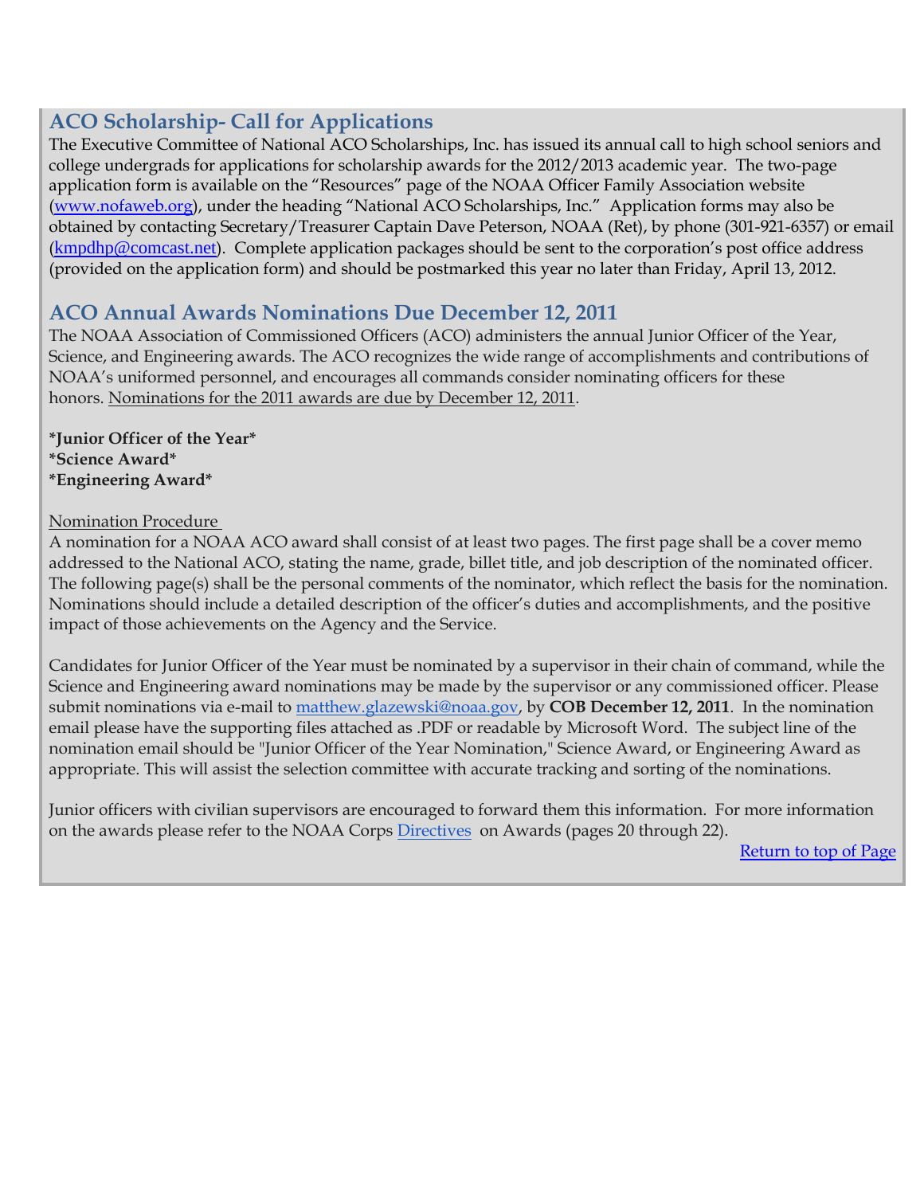## ACO Scholarship- Call for Applications

The Executive Committee of National ACO Scholarships, Inc. has issued its annual call to high school seniors and college undergrads for applications for scholarship awards for the 2012/2013 academic year. The two-page application form is available on the "Resources" page of the NOAA Officer Family Association website (www.nofaweb.org), under the heading "National ACO Scholarships, Inc." Application forms may also be obtained by contacting Secretary/Treasurer Captain Dave Peterson, NOAA (Ret), by phone (301-921-6357) or email (kmpdhp@comcast.net). Complete application packages should be sent to the corporation's post office address (provided on the application form) and should be postmarked this year no later than Friday, April 13, 2012.

## ACO Annual Awards Nominations Due December 12, 2011

The NOAA Association of Commissioned Officers (ACO) administers the annual Junior Officer of the Year, Science, and Engineering awards. The ACO recognizes the wide range of accomplishments and contributions of NOAA's uniformed personnel, and encourages all commands consider nominating officers for these honors. Nominations for the 2011 awards are due by December 12, 2011.

**\*Junior Officer of the Year\***
**\*Science Award\***
**\*Engineering Award\***

Nomination Procedure

A nomination for a NOAA ACO award shall consist of at least two pages. The first page shall be a cover memo addressed to the National ACO, stating the name, grade, billet title, and job description of the nominated officer. The following page(s) shall be the personal comments of the nominator, which reflect the basis for the nomination. Nominations should include a detailed description of the officer's duties and accomplishments, and the positive impact of those achievements on the Agency and the Service.

Candidates for Junior Officer of the Year must be nominated by a supervisor in their chain of command, while the Science and Engineering award nominations may be made by the supervisor or any commissioned officer. Please submit nominations via e-mail to matthew.glazewski@noaa.gov, by **COB December 12, 2011**. In the nomination email please have the supporting files attached as .PDF or readable by Microsoft Word. The subject line of the nomination email should be "Junior Officer of the Year Nomination," Science Award, or Engineering Award as appropriate. This will assist the selection committee with accurate tracking and sorting of the nominations.

Junior officers with civilian supervisors are encouraged to forward them this information. For more information on the awards please refer to the NOAA Corps Directives on Awards (pages 20 through 22).

Return to top of Page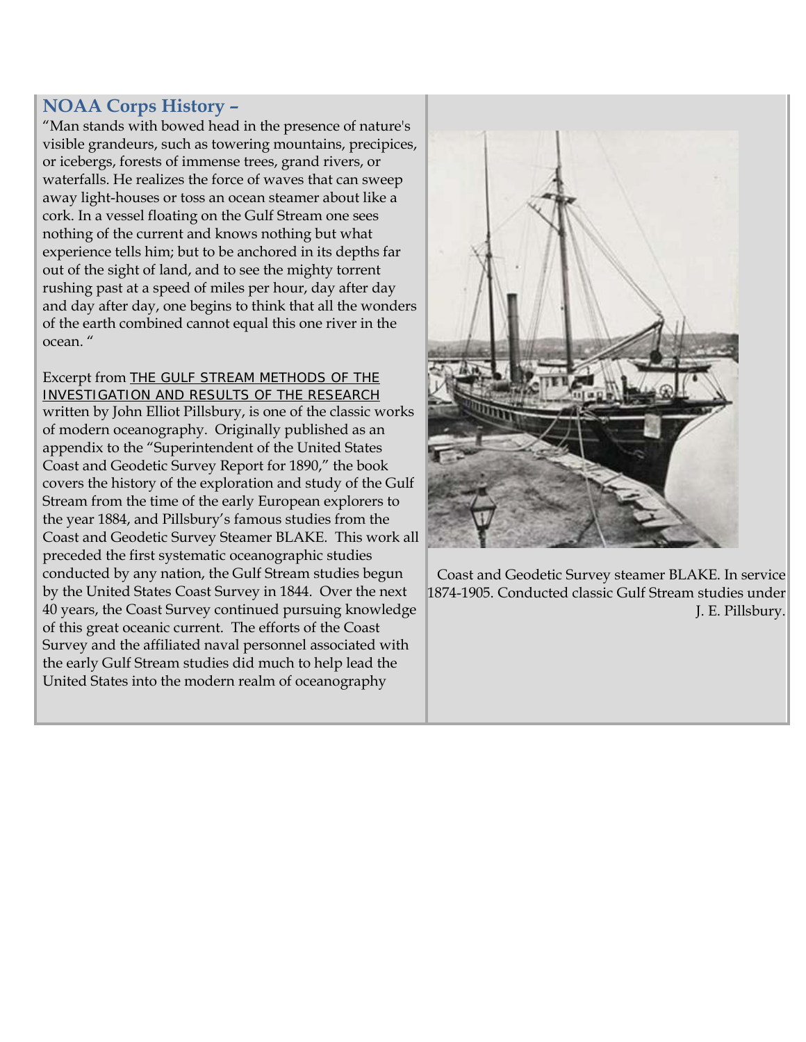## NOAA Corps History –

"Man stands with bowed head in the presence of nature's visible grandeurs, such as towering mountains, precipices, or icebergs, forests of immense trees, grand rivers, or waterfalls. He realizes the force of waves that can sweep away light-houses or toss an ocean steamer about like a cork. In a vessel floating on the Gulf Stream one sees nothing of the current and knows nothing but what experience tells him; but to be anchored in its depths far out of the sight of land, and to see the mighty torrent rushing past at a speed of miles per hour, day after day and day after day, one begins to think that all the wonders of the earth combined cannot equal this one river in the ocean. "

Excerpt from THE GULF STREAM METHODS OF THE INVESTIGATION AND RESULTS OF THE RESEARCH written by John Elliot Pillsbury, is one of the classic works of modern oceanography. Originally published as an appendix to the "Superintendent of the United States Coast and Geodetic Survey Report for 1890," the book covers the history of the exploration and study of the Gulf Stream from the time of the early European explorers to the year 1884, and Pillsbury's famous studies from the Coast and Geodetic Survey Steamer BLAKE. This work all preceded the first systematic oceanographic studies conducted by any nation, the Gulf Stream studies begun by the United States Coast Survey in 1844. Over the next 40 years, the Coast Survey continued pursuing knowledge of this great oceanic current. The efforts of the Coast Survey and the affiliated naval personnel associated with the early Gulf Stream studies did much to help lead the United States into the modern realm of oceanography

Coast and Geodetic Survey steamer BLAKE. In service 1874-1905. Conducted classic Gulf Stream studies under J. E. Pillsbury.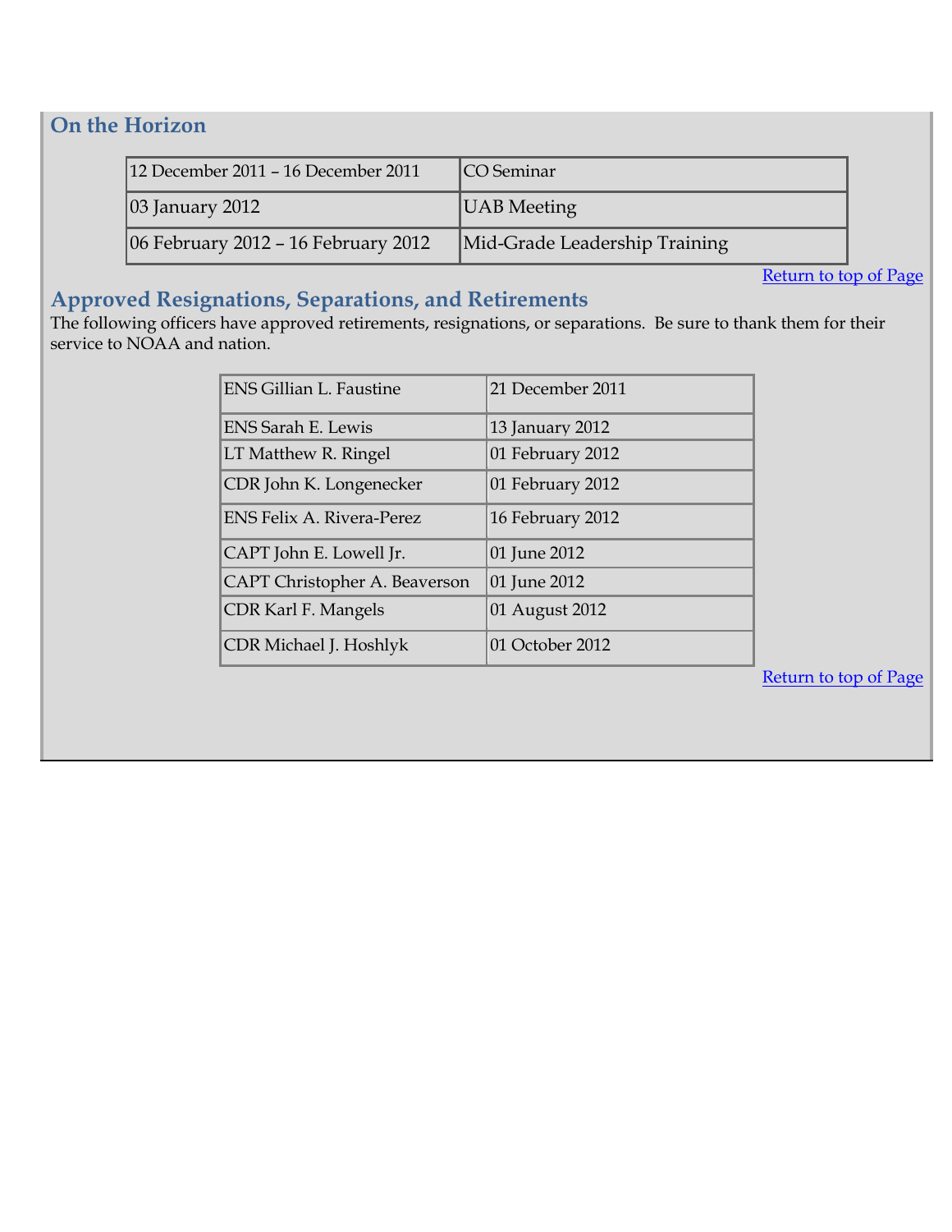## On the Horizon

| | |
|---|---|
| 12 December 2011 – 16 December 2011 | CO Seminar |
| 03 January 2012 | UAB Meeting |
| 06 February 2012 – 16 February 2012 | Mid-Grade Leadership Training |

Return to top of Page

## Approved Resignations, Separations, and Retirements

The following officers have approved retirements, resignations, or separations. Be sure to thank them for their service to NOAA and nation.

| | |
|---|---|
| ENS Gillian L. Faustine | 21 December 2011 |
| ENS Sarah E. Lewis | 13 January 2012 |
| LT Matthew R. Ringel | 01 February 2012 |
| CDR John K. Longenecker | 01 February 2012 |
| ENS Felix A. Rivera-Perez | 16 February 2012 |
| CAPT John E. Lowell Jr. | 01 June 2012 |
| CAPT Christopher A. Beaverson | 01 June 2012 |
| CDR Karl F. Mangels | 01 August 2012 |
| CDR Michael J. Hoshlyk | 01 October 2012 |

Return to top of Page